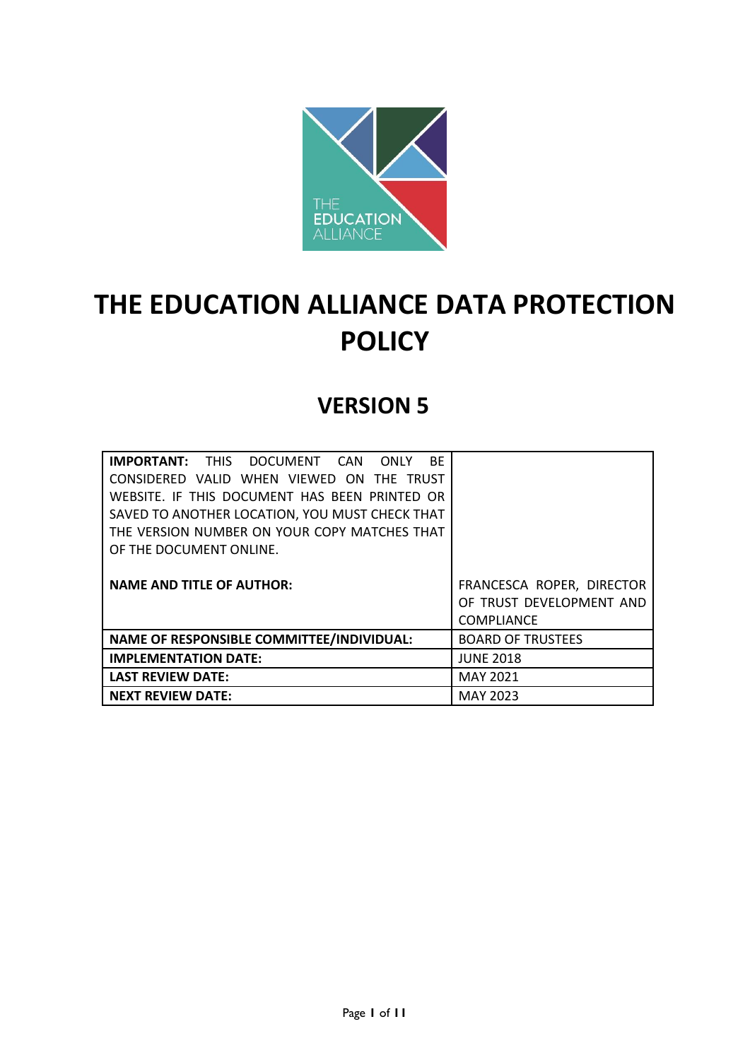# THE EDUCATION ALLIANCE DATA PROTECTION POLICY

## VERSION 5

| **IMPORTANT:** THIS DOCUMENT CAN ONLY BE CONSIDERED VALID WHEN VIEWED ON THE TRUST WEBSITE. IF THIS DOCUMENT HAS BEEN PRINTED OR SAVED TO ANOTHER LOCATION, YOU MUST CHECK THAT THE VERSION NUMBER ON YOUR COPY MATCHES THAT OF THE DOCUMENT ONLINE. | |
|---|---|
| **NAME AND TITLE OF AUTHOR:** | FRANCESCA ROPER, DIRECTOR OF TRUST DEVELOPMENT AND COMPLIANCE |
| **NAME OF RESPONSIBLE COMMITTEE/INDIVIDUAL:** | BOARD OF TRUSTEES |
| **IMPLEMENTATION DATE:** | JUNE 2018 |
| **LAST REVIEW DATE:** | MAY 2021 |
| **NEXT REVIEW DATE:** | MAY 2023 |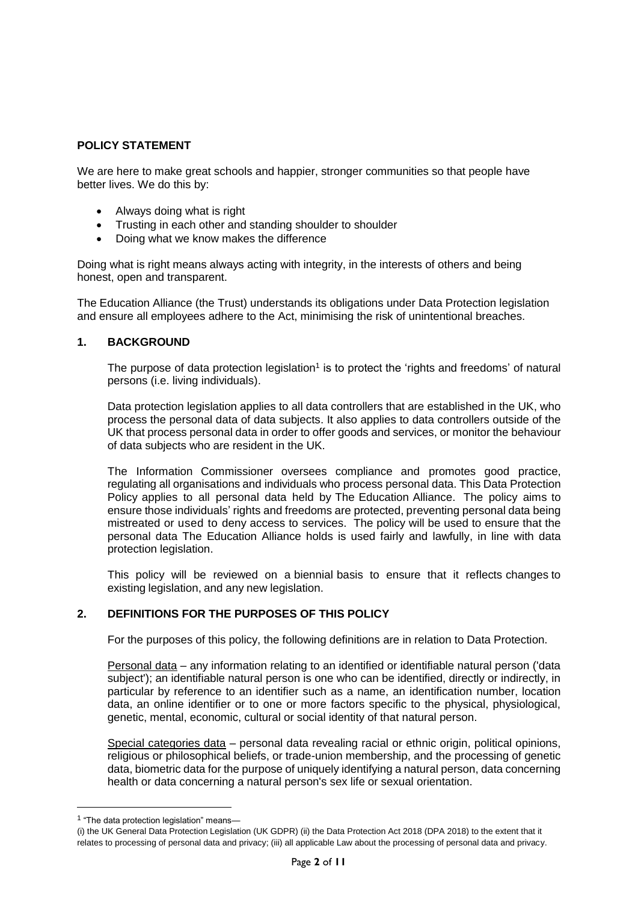## POLICY STATEMENT

We are here to make great schools and happier, stronger communities so that people have better lives. We do this by:

- Always doing what is right
- Trusting in each other and standing shoulder to shoulder
- Doing what we know makes the difference

Doing what is right means always acting with integrity, in the interests of others and being honest, open and transparent.

The Education Alliance (the Trust) understands its obligations under Data Protection legislation and ensure all employees adhere to the Act, minimising the risk of unintentional breaches.

## 1. BACKGROUND

The purpose of data protection legislation[1] is to protect the 'rights and freedoms' of natural persons (i.e. living individuals).

Data protection legislation applies to all data controllers that are established in the UK, who process the personal data of data subjects. It also applies to data controllers outside of the UK that process personal data in order to offer goods and services, or monitor the behaviour of data subjects who are resident in the UK.

The Information Commissioner oversees compliance and promotes good practice, regulating all organisations and individuals who process personal data. This Data Protection Policy applies to all personal data held by The Education Alliance. The policy aims to ensure those individuals' rights and freedoms are protected, preventing personal data being mistreated or used to deny access to services. The policy will be used to ensure that the personal data The Education Alliance holds is used fairly and lawfully, in line with data protection legislation.

This policy will be reviewed on a biennial basis to ensure that it reflects changes to existing legislation, and any new legislation.

## 2. DEFINITIONS FOR THE PURPOSES OF THIS POLICY

For the purposes of this policy, the following definitions are in relation to Data Protection.

Personal data – any information relating to an identified or identifiable natural person ('data subject'); an identifiable natural person is one who can be identified, directly or indirectly, in particular by reference to an identifier such as a name, an identification number, location data, an online identifier or to one or more factors specific to the physical, physiological, genetic, mental, economic, cultural or social identity of that natural person.

Special categories data – personal data revealing racial or ethnic origin, political opinions, religious or philosophical beliefs, or trade-union membership, and the processing of genetic data, biometric data for the purpose of uniquely identifying a natural person, data concerning health or data concerning a natural person's sex life or sexual orientation.

---

[1] "The data protection legislation" means—
(i) the UK General Data Protection Legislation (UK GDPR) (ii) the Data Protection Act 2018 (DPA 2018) to the extent that it relates to processing of personal data and privacy; (iii) all applicable Law about the processing of personal data and privacy.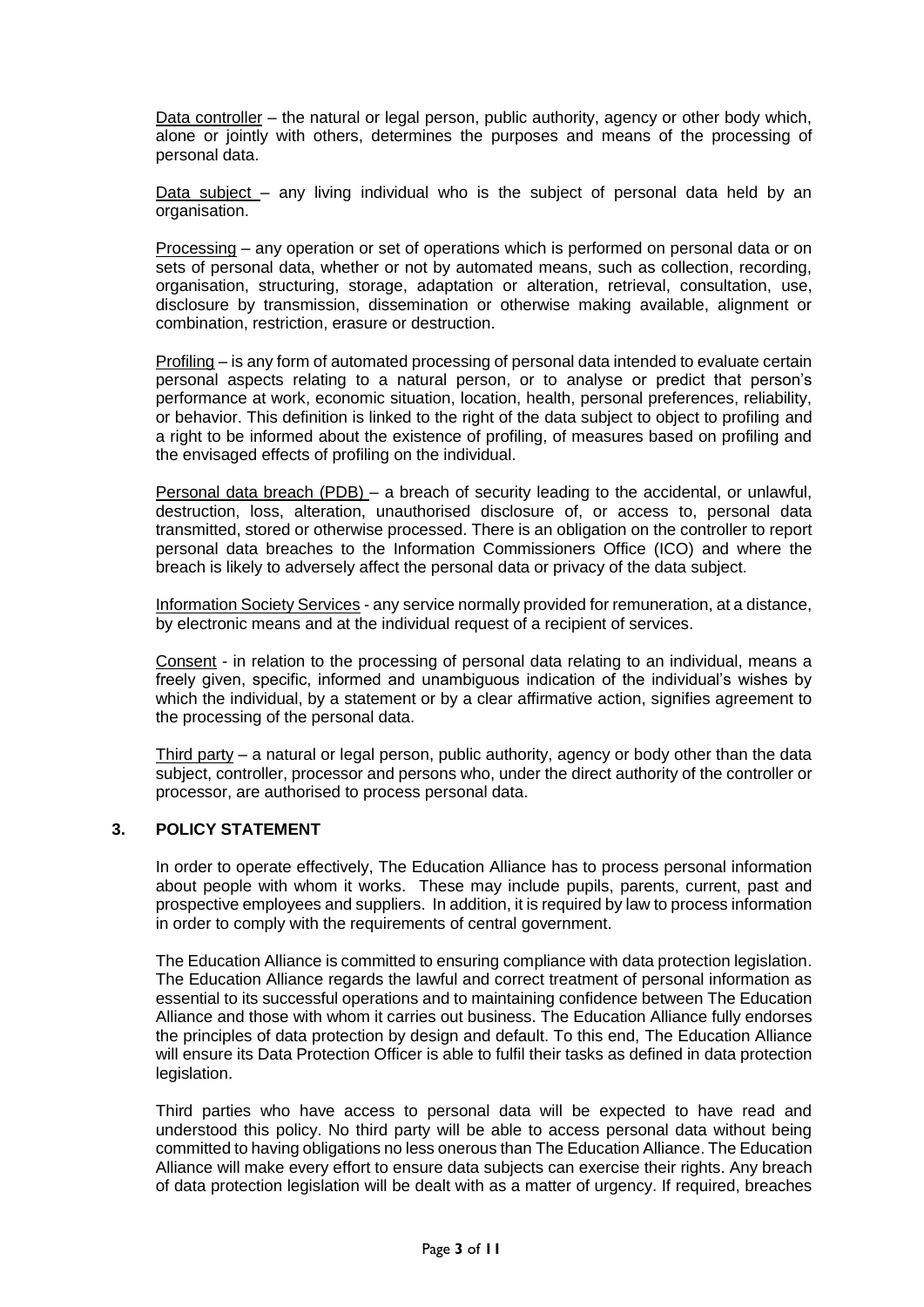Data controller – the natural or legal person, public authority, agency or other body which, alone or jointly with others, determines the purposes and means of the processing of personal data.

Data subject – any living individual who is the subject of personal data held by an organisation.

Processing – any operation or set of operations which is performed on personal data or on sets of personal data, whether or not by automated means, such as collection, recording, organisation, structuring, storage, adaptation or alteration, retrieval, consultation, use, disclosure by transmission, dissemination or otherwise making available, alignment or combination, restriction, erasure or destruction.

Profiling – is any form of automated processing of personal data intended to evaluate certain personal aspects relating to a natural person, or to analyse or predict that person's performance at work, economic situation, location, health, personal preferences, reliability, or behavior. This definition is linked to the right of the data subject to object to profiling and a right to be informed about the existence of profiling, of measures based on profiling and the envisaged effects of profiling on the individual.

Personal data breach (PDB) – a breach of security leading to the accidental, or unlawful, destruction, loss, alteration, unauthorised disclosure of, or access to, personal data transmitted, stored or otherwise processed. There is an obligation on the controller to report personal data breaches to the Information Commissioners Office (ICO) and where the breach is likely to adversely affect the personal data or privacy of the data subject.

Information Society Services - any service normally provided for remuneration, at a distance, by electronic means and at the individual request of a recipient of services.

Consent - in relation to the processing of personal data relating to an individual, means a freely given, specific, informed and unambiguous indication of the individual's wishes by which the individual, by a statement or by a clear affirmative action, signifies agreement to the processing of the personal data.

Third party – a natural or legal person, public authority, agency or body other than the data subject, controller, processor and persons who, under the direct authority of the controller or processor, are authorised to process personal data.

## 3. POLICY STATEMENT

In order to operate effectively, The Education Alliance has to process personal information about people with whom it works. These may include pupils, parents, current, past and prospective employees and suppliers. In addition, it is required by law to process information in order to comply with the requirements of central government.

The Education Alliance is committed to ensuring compliance with data protection legislation. The Education Alliance regards the lawful and correct treatment of personal information as essential to its successful operations and to maintaining confidence between The Education Alliance and those with whom it carries out business. The Education Alliance fully endorses the principles of data protection by design and default. To this end, The Education Alliance will ensure its Data Protection Officer is able to fulfil their tasks as defined in data protection legislation.

Third parties who have access to personal data will be expected to have read and understood this policy. No third party will be able to access personal data without being committed to having obligations no less onerous than The Education Alliance. The Education Alliance will make every effort to ensure data subjects can exercise their rights. Any breach of data protection legislation will be dealt with as a matter of urgency. If required, breaches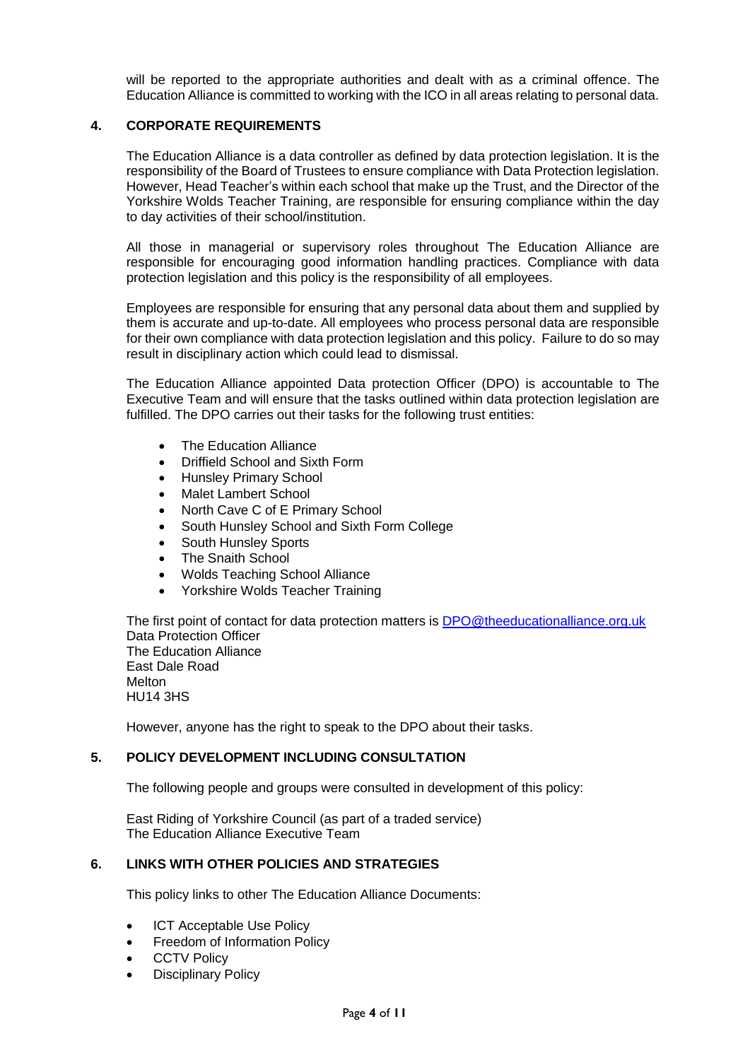will be reported to the appropriate authorities and dealt with as a criminal offence. The Education Alliance is committed to working with the ICO in all areas relating to personal data.

## 4. CORPORATE REQUIREMENTS

The Education Alliance is a data controller as defined by data protection legislation. It is the responsibility of the Board of Trustees to ensure compliance with Data Protection legislation. However, Head Teacher's within each school that make up the Trust, and the Director of the Yorkshire Wolds Teacher Training, are responsible for ensuring compliance within the day to day activities of their school/institution.

All those in managerial or supervisory roles throughout The Education Alliance are responsible for encouraging good information handling practices. Compliance with data protection legislation and this policy is the responsibility of all employees.

Employees are responsible for ensuring that any personal data about them and supplied by them is accurate and up-to-date. All employees who process personal data are responsible for their own compliance with data protection legislation and this policy. Failure to do so may result in disciplinary action which could lead to dismissal.

The Education Alliance appointed Data protection Officer (DPO) is accountable to The Executive Team and will ensure that the tasks outlined within data protection legislation are fulfilled. The DPO carries out their tasks for the following trust entities:

- The Education Alliance
- Driffield School and Sixth Form
- Hunsley Primary School
- Malet Lambert School
- North Cave C of E Primary School
- South Hunsley School and Sixth Form College
- South Hunsley Sports
- The Snaith School
- Wolds Teaching School Alliance
- Yorkshire Wolds Teacher Training

The first point of contact for data protection matters is DPO@theeducationalliance.org.uk
Data Protection Officer
The Education Alliance
East Dale Road
Melton
HU14 3HS

However, anyone has the right to speak to the DPO about their tasks.

## 5. POLICY DEVELOPMENT INCLUDING CONSULTATION

The following people and groups were consulted in development of this policy:

East Riding of Yorkshire Council (as part of a traded service)
The Education Alliance Executive Team

## 6. LINKS WITH OTHER POLICIES AND STRATEGIES

This policy links to other The Education Alliance Documents:

- ICT Acceptable Use Policy
- Freedom of Information Policy
- CCTV Policy
- Disciplinary Policy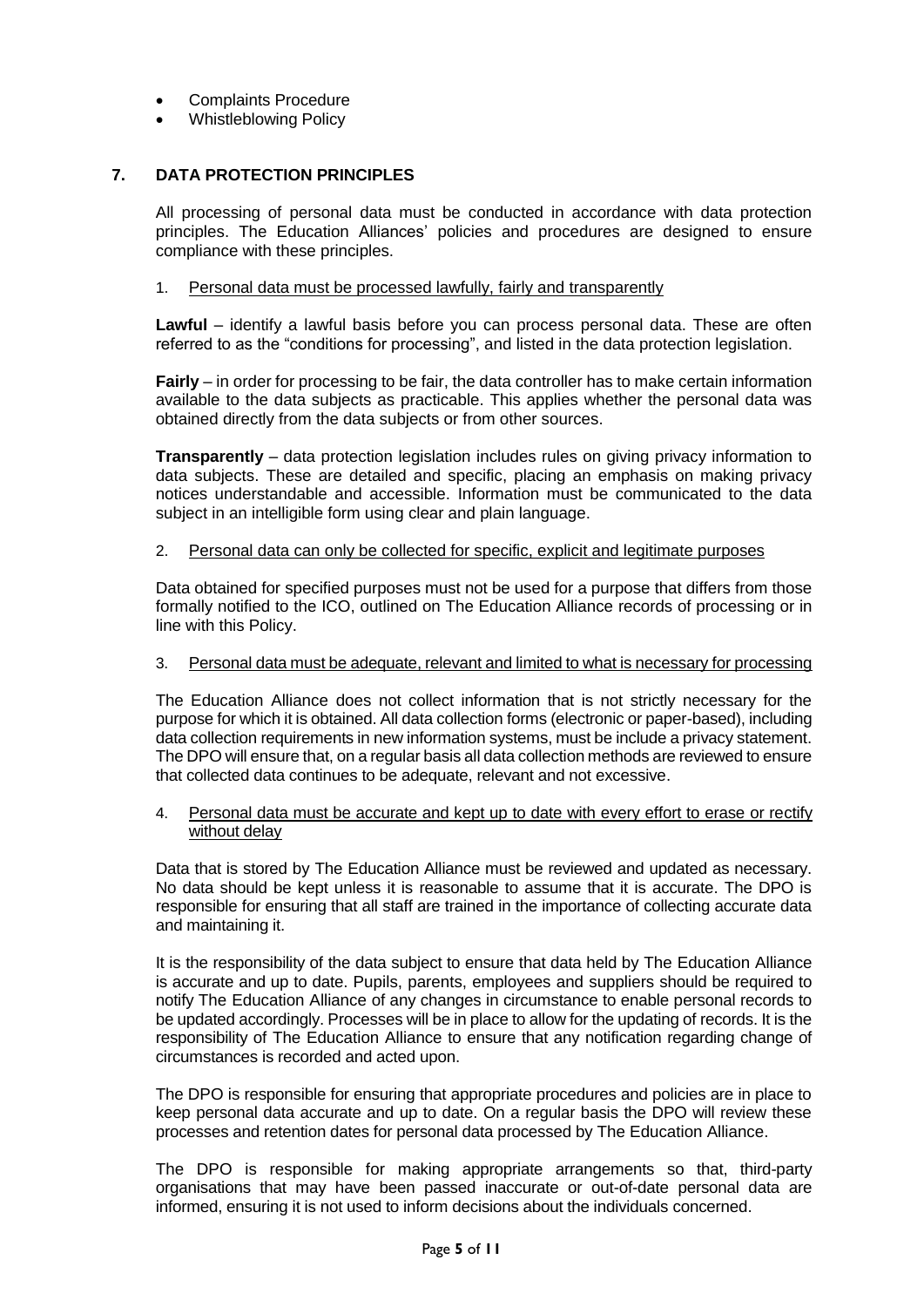- Complaints Procedure
- Whistleblowing Policy

## 7. DATA PROTECTION PRINCIPLES

All processing of personal data must be conducted in accordance with data protection principles. The Education Alliances' policies and procedures are designed to ensure compliance with these principles.

1. Personal data must be processed lawfully, fairly and transparently

**Lawful** – identify a lawful basis before you can process personal data. These are often referred to as the "conditions for processing", and listed in the data protection legislation.

**Fairly** – in order for processing to be fair, the data controller has to make certain information available to the data subjects as practicable. This applies whether the personal data was obtained directly from the data subjects or from other sources.

**Transparently** – data protection legislation includes rules on giving privacy information to data subjects. These are detailed and specific, placing an emphasis on making privacy notices understandable and accessible. Information must be communicated to the data subject in an intelligible form using clear and plain language.

2. Personal data can only be collected for specific, explicit and legitimate purposes

Data obtained for specified purposes must not be used for a purpose that differs from those formally notified to the ICO, outlined on The Education Alliance records of processing or in line with this Policy.

3. Personal data must be adequate, relevant and limited to what is necessary for processing

The Education Alliance does not collect information that is not strictly necessary for the purpose for which it is obtained. All data collection forms (electronic or paper-based), including data collection requirements in new information systems, must be include a privacy statement. The DPO will ensure that, on a regular basis all data collection methods are reviewed to ensure that collected data continues to be adequate, relevant and not excessive.

4. Personal data must be accurate and kept up to date with every effort to erase or rectify without delay

Data that is stored by The Education Alliance must be reviewed and updated as necessary. No data should be kept unless it is reasonable to assume that it is accurate. The DPO is responsible for ensuring that all staff are trained in the importance of collecting accurate data and maintaining it.

It is the responsibility of the data subject to ensure that data held by The Education Alliance is accurate and up to date. Pupils, parents, employees and suppliers should be required to notify The Education Alliance of any changes in circumstance to enable personal records to be updated accordingly. Processes will be in place to allow for the updating of records. It is the responsibility of The Education Alliance to ensure that any notification regarding change of circumstances is recorded and acted upon.

The DPO is responsible for ensuring that appropriate procedures and policies are in place to keep personal data accurate and up to date. On a regular basis the DPO will review these processes and retention dates for personal data processed by The Education Alliance.

The DPO is responsible for making appropriate arrangements so that, third-party organisations that may have been passed inaccurate or out-of-date personal data are informed, ensuring it is not used to inform decisions about the individuals concerned.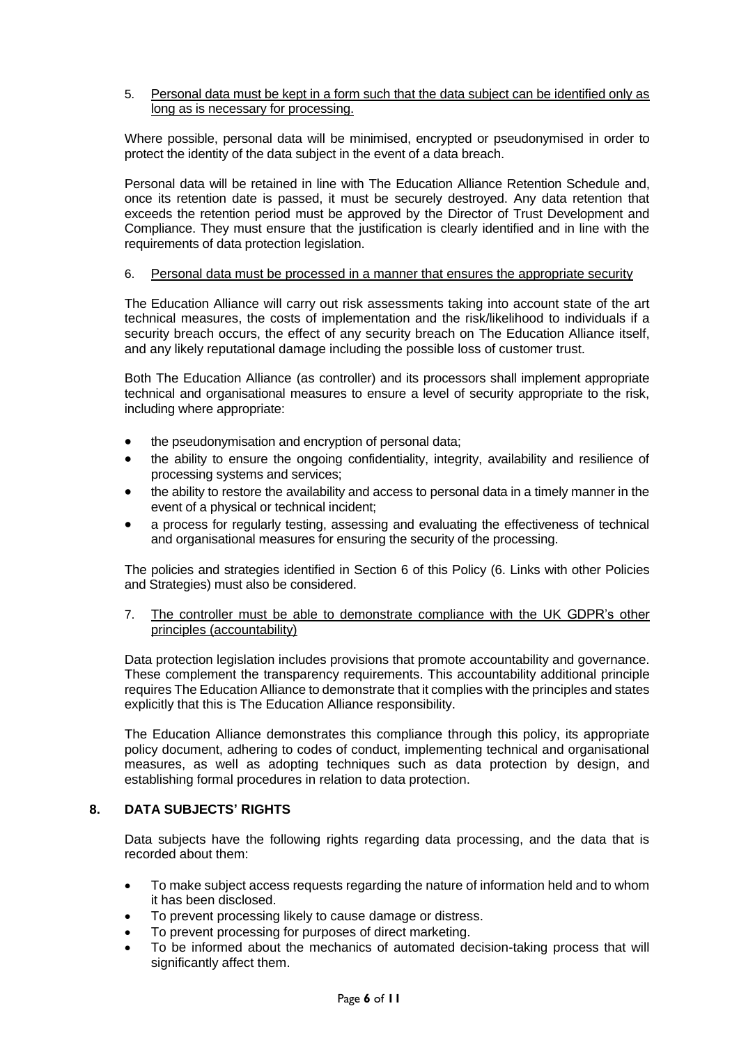5. <u>Personal data must be kept in a form such that the data subject can be identified only as long as is necessary for processing.</u>

Where possible, personal data will be minimised, encrypted or pseudonymised in order to protect the identity of the data subject in the event of a data breach.

Personal data will be retained in line with The Education Alliance Retention Schedule and, once its retention date is passed, it must be securely destroyed. Any data retention that exceeds the retention period must be approved by the Director of Trust Development and Compliance. They must ensure that the justification is clearly identified and in line with the requirements of data protection legislation.

6. <u>Personal data must be processed in a manner that ensures the appropriate security</u>

The Education Alliance will carry out risk assessments taking into account state of the art technical measures, the costs of implementation and the risk/likelihood to individuals if a security breach occurs, the effect of any security breach on The Education Alliance itself, and any likely reputational damage including the possible loss of customer trust.

Both The Education Alliance (as controller) and its processors shall implement appropriate technical and organisational measures to ensure a level of security appropriate to the risk, including where appropriate:

- the pseudonymisation and encryption of personal data;
- the ability to ensure the ongoing confidentiality, integrity, availability and resilience of processing systems and services;
- the ability to restore the availability and access to personal data in a timely manner in the event of a physical or technical incident;
- a process for regularly testing, assessing and evaluating the effectiveness of technical and organisational measures for ensuring the security of the processing.

The policies and strategies identified in Section 6 of this Policy (6. Links with other Policies and Strategies) must also be considered.

7. <u>The controller must be able to demonstrate compliance with the UK GDPR's other principles (accountability)</u>

Data protection legislation includes provisions that promote accountability and governance. These complement the transparency requirements. This accountability additional principle requires The Education Alliance to demonstrate that it complies with the principles and states explicitly that this is The Education Alliance responsibility.

The Education Alliance demonstrates this compliance through this policy, its appropriate policy document, adhering to codes of conduct, implementing technical and organisational measures, as well as adopting techniques such as data protection by design, and establishing formal procedures in relation to data protection.

## 8. DATA SUBJECTS' RIGHTS

Data subjects have the following rights regarding data processing, and the data that is recorded about them:

- To make subject access requests regarding the nature of information held and to whom it has been disclosed.
- To prevent processing likely to cause damage or distress.
- To prevent processing for purposes of direct marketing.
- To be informed about the mechanics of automated decision-taking process that will significantly affect them.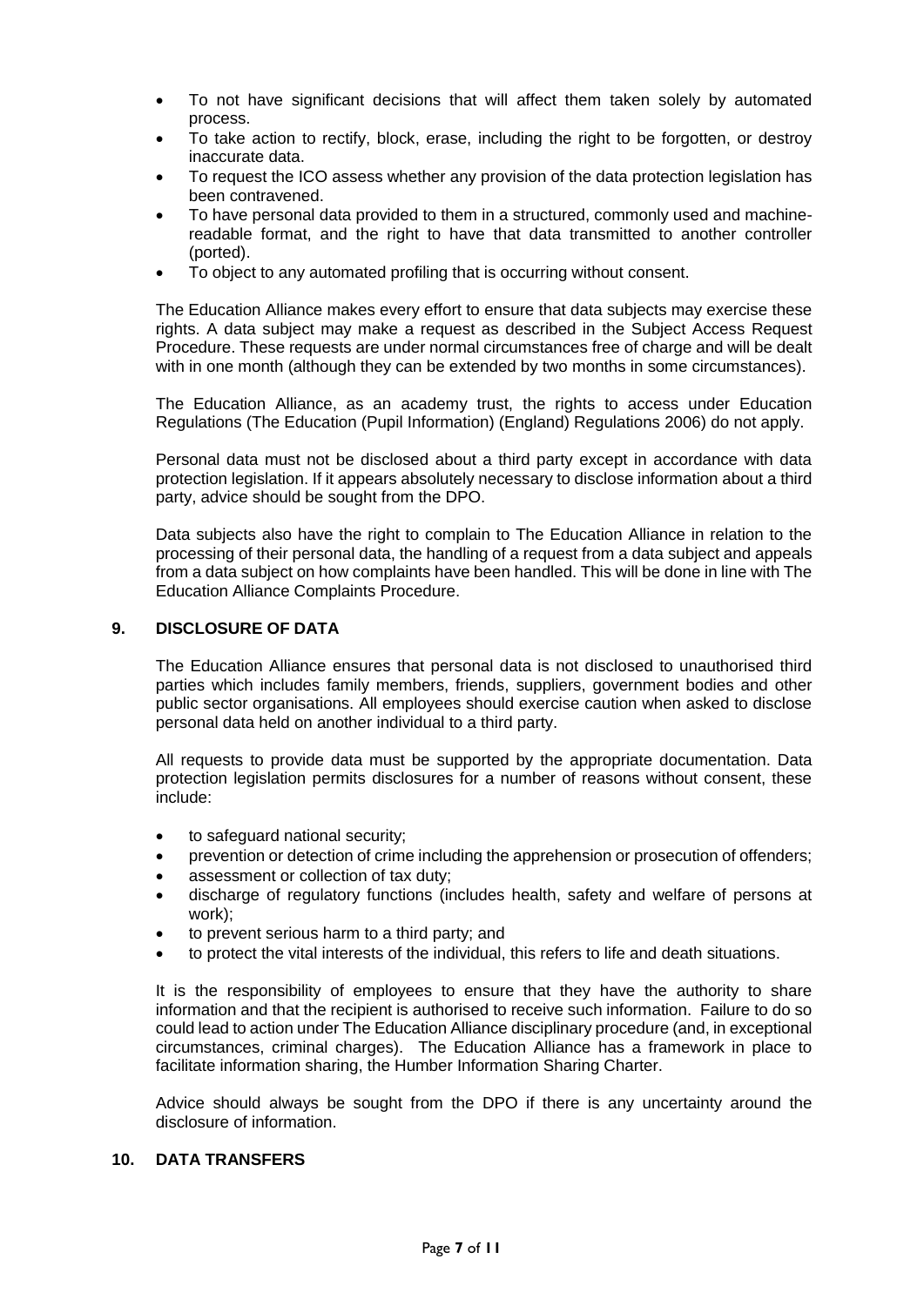- To not have significant decisions that will affect them taken solely by automated process.
- To take action to rectify, block, erase, including the right to be forgotten, or destroy inaccurate data.
- To request the ICO assess whether any provision of the data protection legislation has been contravened.
- To have personal data provided to them in a structured, commonly used and machine-readable format, and the right to have that data transmitted to another controller (ported).
- To object to any automated profiling that is occurring without consent.

The Education Alliance makes every effort to ensure that data subjects may exercise these rights. A data subject may make a request as described in the Subject Access Request Procedure. These requests are under normal circumstances free of charge and will be dealt with in one month (although they can be extended by two months in some circumstances).

The Education Alliance, as an academy trust, the rights to access under Education Regulations (The Education (Pupil Information) (England) Regulations 2006) do not apply.

Personal data must not be disclosed about a third party except in accordance with data protection legislation. If it appears absolutely necessary to disclose information about a third party, advice should be sought from the DPO.

Data subjects also have the right to complain to The Education Alliance in relation to the processing of their personal data, the handling of a request from a data subject and appeals from a data subject on how complaints have been handled. This will be done in line with The Education Alliance Complaints Procedure.

## 9. DISCLOSURE OF DATA

The Education Alliance ensures that personal data is not disclosed to unauthorised third parties which includes family members, friends, suppliers, government bodies and other public sector organisations. All employees should exercise caution when asked to disclose personal data held on another individual to a third party.

All requests to provide data must be supported by the appropriate documentation. Data protection legislation permits disclosures for a number of reasons without consent, these include:

- to safeguard national security;
- prevention or detection of crime including the apprehension or prosecution of offenders;
- assessment or collection of tax duty;
- discharge of regulatory functions (includes health, safety and welfare of persons at work);
- to prevent serious harm to a third party; and
- to protect the vital interests of the individual, this refers to life and death situations.

It is the responsibility of employees to ensure that they have the authority to share information and that the recipient is authorised to receive such information. Failure to do so could lead to action under The Education Alliance disciplinary procedure (and, in exceptional circumstances, criminal charges). The Education Alliance has a framework in place to facilitate information sharing, the Humber Information Sharing Charter.

Advice should always be sought from the DPO if there is any uncertainty around the disclosure of information.

## 10. DATA TRANSFERS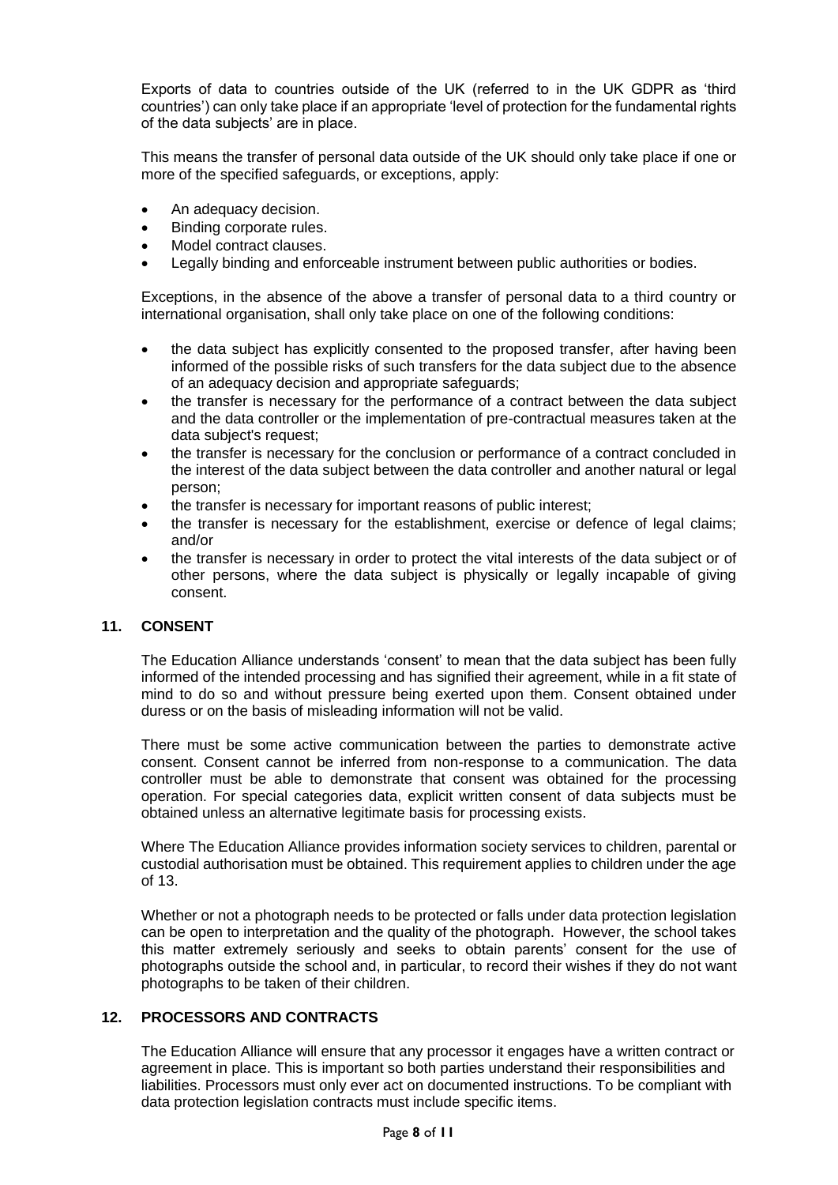Exports of data to countries outside of the UK (referred to in the UK GDPR as 'third countries') can only take place if an appropriate 'level of protection for the fundamental rights of the data subjects' are in place.

This means the transfer of personal data outside of the UK should only take place if one or more of the specified safeguards, or exceptions, apply:

- An adequacy decision.
- Binding corporate rules.
- Model contract clauses.
- Legally binding and enforceable instrument between public authorities or bodies.

Exceptions, in the absence of the above a transfer of personal data to a third country or international organisation, shall only take place on one of the following conditions:

- the data subject has explicitly consented to the proposed transfer, after having been informed of the possible risks of such transfers for the data subject due to the absence of an adequacy decision and appropriate safeguards;
- the transfer is necessary for the performance of a contract between the data subject and the data controller or the implementation of pre-contractual measures taken at the data subject's request;
- the transfer is necessary for the conclusion or performance of a contract concluded in the interest of the data subject between the data controller and another natural or legal person;
- the transfer is necessary for important reasons of public interest;
- the transfer is necessary for the establishment, exercise or defence of legal claims; and/or
- the transfer is necessary in order to protect the vital interests of the data subject or of other persons, where the data subject is physically or legally incapable of giving consent.

## 11. CONSENT

The Education Alliance understands 'consent' to mean that the data subject has been fully informed of the intended processing and has signified their agreement, while in a fit state of mind to do so and without pressure being exerted upon them. Consent obtained under duress or on the basis of misleading information will not be valid.

There must be some active communication between the parties to demonstrate active consent. Consent cannot be inferred from non-response to a communication. The data controller must be able to demonstrate that consent was obtained for the processing operation. For special categories data, explicit written consent of data subjects must be obtained unless an alternative legitimate basis for processing exists.

Where The Education Alliance provides information society services to children, parental or custodial authorisation must be obtained. This requirement applies to children under the age of 13.

Whether or not a photograph needs to be protected or falls under data protection legislation can be open to interpretation and the quality of the photograph. However, the school takes this matter extremely seriously and seeks to obtain parents' consent for the use of photographs outside the school and, in particular, to record their wishes if they do not want photographs to be taken of their children.

## 12. PROCESSORS AND CONTRACTS

The Education Alliance will ensure that any processor it engages have a written contract or agreement in place. This is important so both parties understand their responsibilities and liabilities. Processors must only ever act on documented instructions. To be compliant with data protection legislation contracts must include specific items.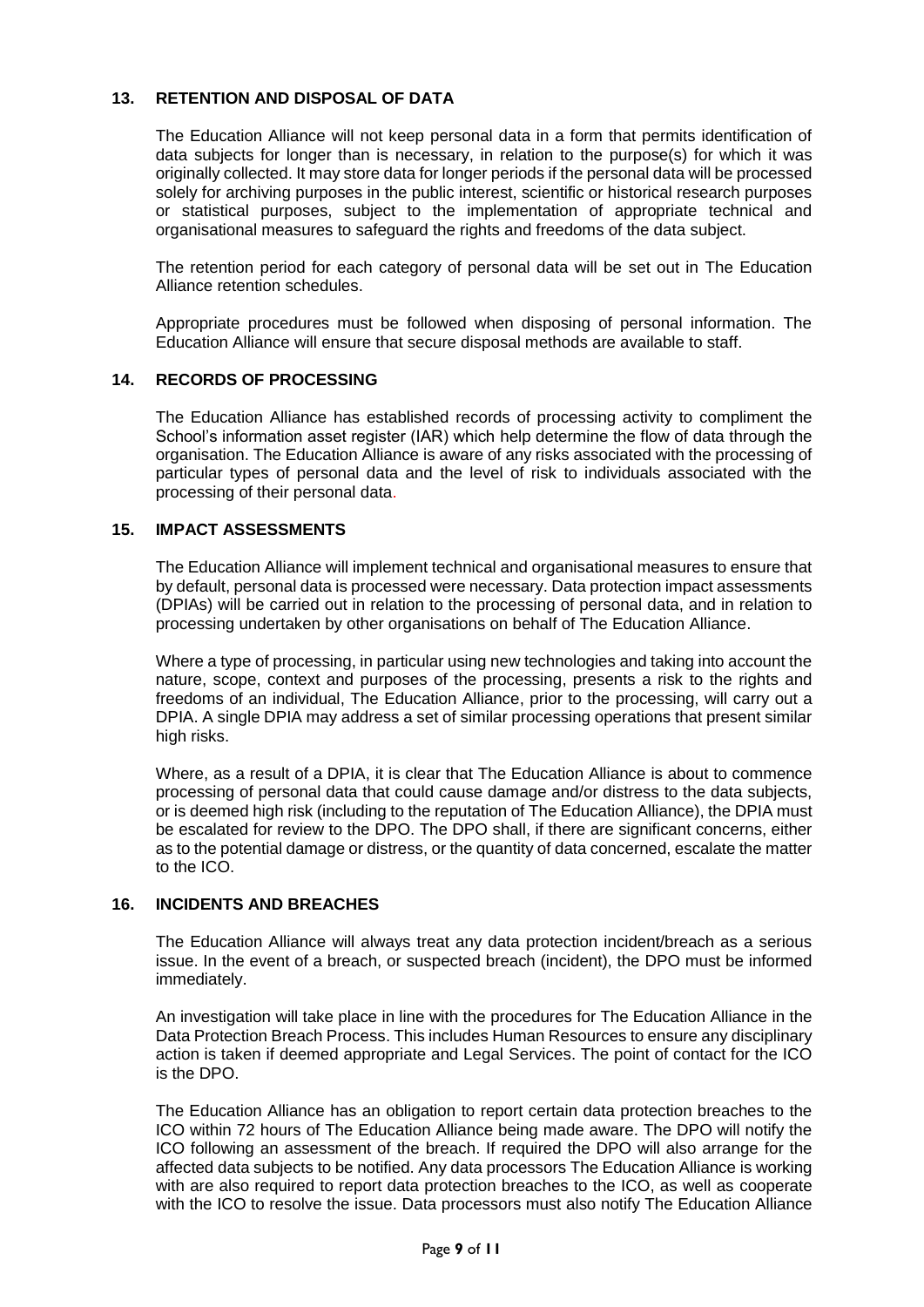## 13. RETENTION AND DISPOSAL OF DATA

The Education Alliance will not keep personal data in a form that permits identification of data subjects for longer than is necessary, in relation to the purpose(s) for which it was originally collected. It may store data for longer periods if the personal data will be processed solely for archiving purposes in the public interest, scientific or historical research purposes or statistical purposes, subject to the implementation of appropriate technical and organisational measures to safeguard the rights and freedoms of the data subject.

The retention period for each category of personal data will be set out in The Education Alliance retention schedules.

Appropriate procedures must be followed when disposing of personal information. The Education Alliance will ensure that secure disposal methods are available to staff.

## 14. RECORDS OF PROCESSING

The Education Alliance has established records of processing activity to compliment the School's information asset register (IAR) which help determine the flow of data through the organisation. The Education Alliance is aware of any risks associated with the processing of particular types of personal data and the level of risk to individuals associated with the processing of their personal data.

## 15. IMPACT ASSESSMENTS

The Education Alliance will implement technical and organisational measures to ensure that by default, personal data is processed were necessary. Data protection impact assessments (DPIAs) will be carried out in relation to the processing of personal data, and in relation to processing undertaken by other organisations on behalf of The Education Alliance.

Where a type of processing, in particular using new technologies and taking into account the nature, scope, context and purposes of the processing, presents a risk to the rights and freedoms of an individual, The Education Alliance, prior to the processing, will carry out a DPIA. A single DPIA may address a set of similar processing operations that present similar high risks.

Where, as a result of a DPIA, it is clear that The Education Alliance is about to commence processing of personal data that could cause damage and/or distress to the data subjects, or is deemed high risk (including to the reputation of The Education Alliance), the DPIA must be escalated for review to the DPO. The DPO shall, if there are significant concerns, either as to the potential damage or distress, or the quantity of data concerned, escalate the matter to the ICO.

## 16. INCIDENTS AND BREACHES

The Education Alliance will always treat any data protection incident/breach as a serious issue. In the event of a breach, or suspected breach (incident), the DPO must be informed immediately.

An investigation will take place in line with the procedures for The Education Alliance in the Data Protection Breach Process. This includes Human Resources to ensure any disciplinary action is taken if deemed appropriate and Legal Services. The point of contact for the ICO is the DPO.

The Education Alliance has an obligation to report certain data protection breaches to the ICO within 72 hours of The Education Alliance being made aware. The DPO will notify the ICO following an assessment of the breach. If required the DPO will also arrange for the affected data subjects to be notified. Any data processors The Education Alliance is working with are also required to report data protection breaches to the ICO, as well as cooperate with the ICO to resolve the issue. Data processors must also notify The Education Alliance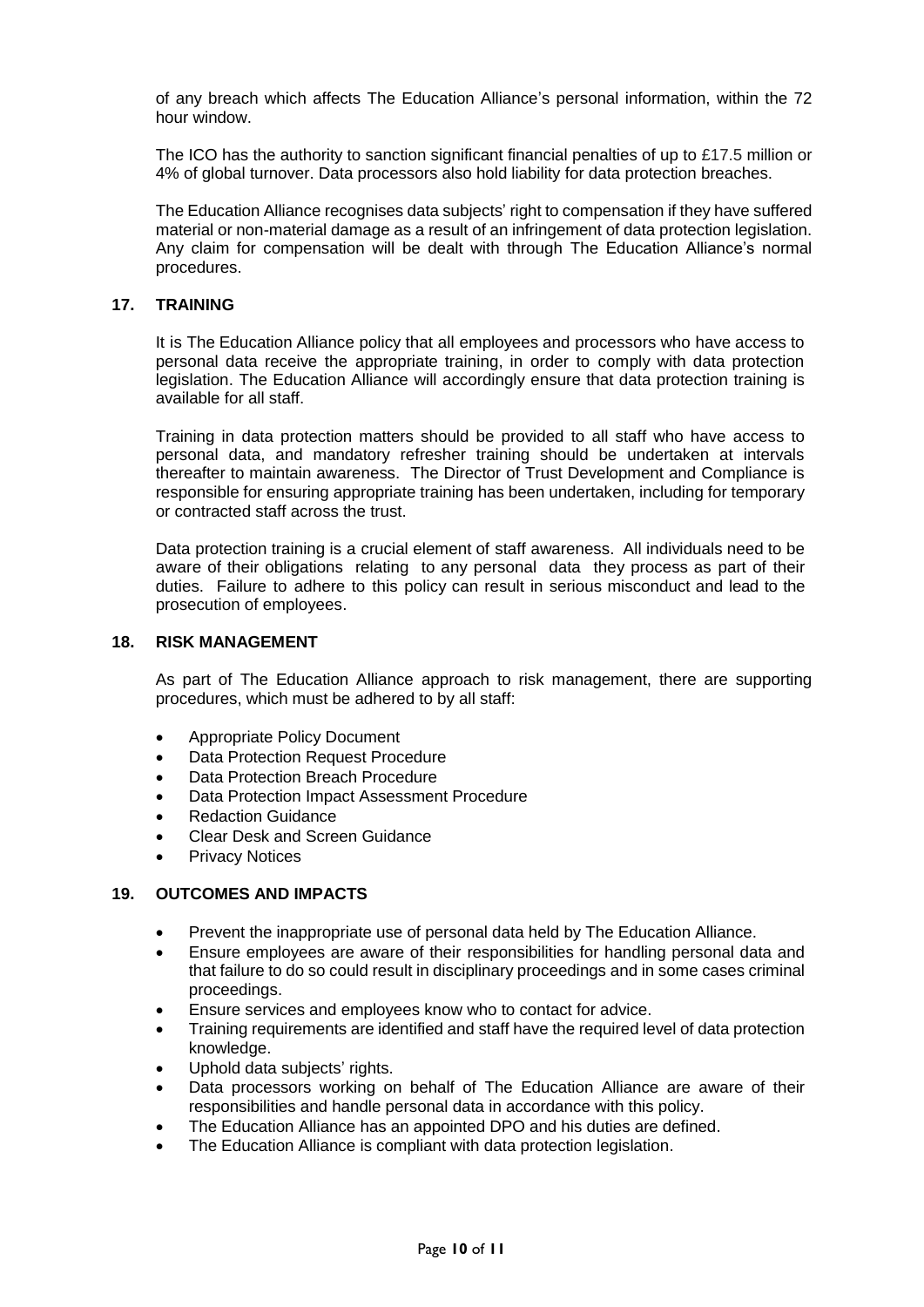of any breach which affects The Education Alliance's personal information, within the 72 hour window.

The ICO has the authority to sanction significant financial penalties of up to £17.5 million or 4% of global turnover. Data processors also hold liability for data protection breaches.

The Education Alliance recognises data subjects' right to compensation if they have suffered material or non-material damage as a result of an infringement of data protection legislation. Any claim for compensation will be dealt with through The Education Alliance's normal procedures.

## 17. TRAINING

It is The Education Alliance policy that all employees and processors who have access to personal data receive the appropriate training, in order to comply with data protection legislation. The Education Alliance will accordingly ensure that data protection training is available for all staff.

Training in data protection matters should be provided to all staff who have access to personal data, and mandatory refresher training should be undertaken at intervals thereafter to maintain awareness. The Director of Trust Development and Compliance is responsible for ensuring appropriate training has been undertaken, including for temporary or contracted staff across the trust.

Data protection training is a crucial element of staff awareness. All individuals need to be aware of their obligations relating to any personal data they process as part of their duties. Failure to adhere to this policy can result in serious misconduct and lead to the prosecution of employees.

## 18. RISK MANAGEMENT

As part of The Education Alliance approach to risk management, there are supporting procedures, which must be adhered to by all staff:

- Appropriate Policy Document
- Data Protection Request Procedure
- Data Protection Breach Procedure
- Data Protection Impact Assessment Procedure
- Redaction Guidance
- Clear Desk and Screen Guidance
- Privacy Notices

## 19. OUTCOMES AND IMPACTS

- Prevent the inappropriate use of personal data held by The Education Alliance.
- Ensure employees are aware of their responsibilities for handling personal data and that failure to do so could result in disciplinary proceedings and in some cases criminal proceedings.
- Ensure services and employees know who to contact for advice.
- Training requirements are identified and staff have the required level of data protection knowledge.
- Uphold data subjects' rights.
- Data processors working on behalf of The Education Alliance are aware of their responsibilities and handle personal data in accordance with this policy.
- The Education Alliance has an appointed DPO and his duties are defined.
- The Education Alliance is compliant with data protection legislation.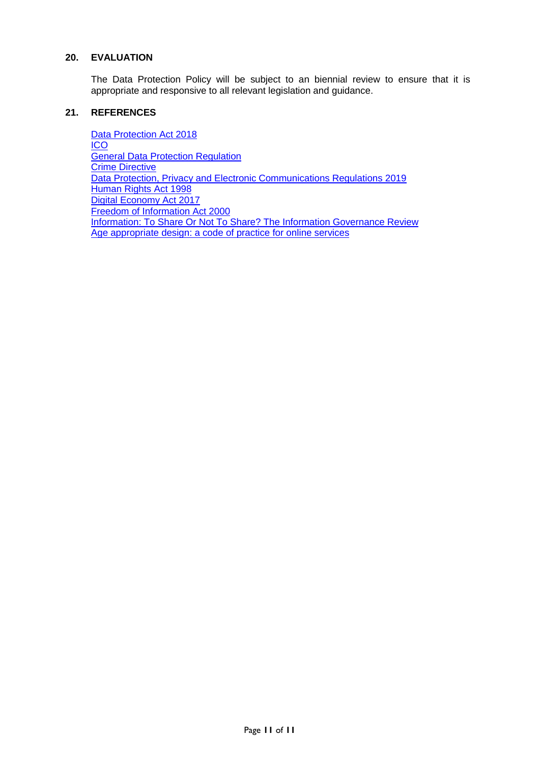## 20. EVALUATION

The Data Protection Policy will be subject to an biennial review to ensure that it is appropriate and responsive to all relevant legislation and guidance.

## 21. REFERENCES

Data Protection Act 2018
ICO
General Data Protection Regulation
Crime Directive
Data Protection, Privacy and Electronic Communications Regulations 2019
Human Rights Act 1998
Digital Economy Act 2017
Freedom of Information Act 2000
Information: To Share Or Not To Share? The Information Governance Review
Age appropriate design: a code of practice for online services